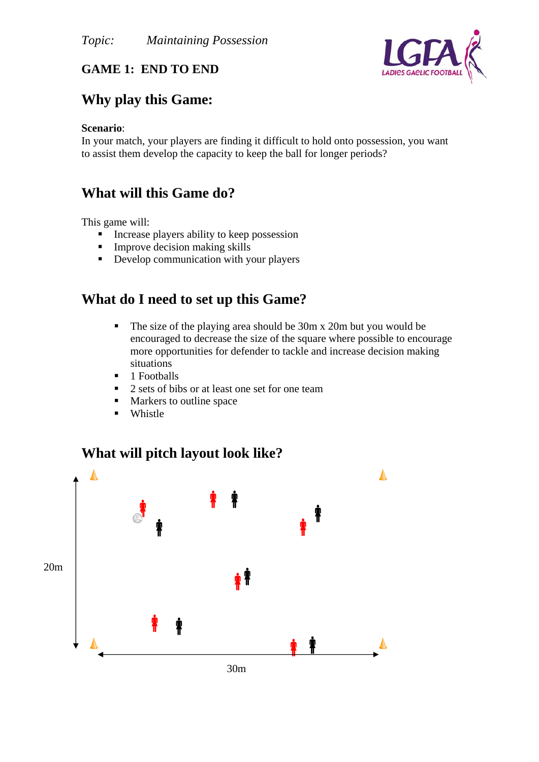*Topic: Maintaining Possession*

## GAME 1: END TO END

# Why play this Game:

**Scenario**:
In your match, your players are finding it difficult to hold onto possession, you want to assist them develop the capacity to keep the ball for longer periods?

# What will this Game do?

This game will:

- Increase players ability to keep possession
- Improve decision making skills
- Develop communication with your players

# What do I need to set up this Game?

- The size of the playing area should be 30m x 20m but you would be encouraged to decrease the size of the square where possible to encourage more opportunities for defender to tackle and increase decision making situations
- 1 Footballs
- 2 sets of bibs or at least one set for one team
- Markers to outline space
- Whistle

# What will pitch layout look like?

20m

30m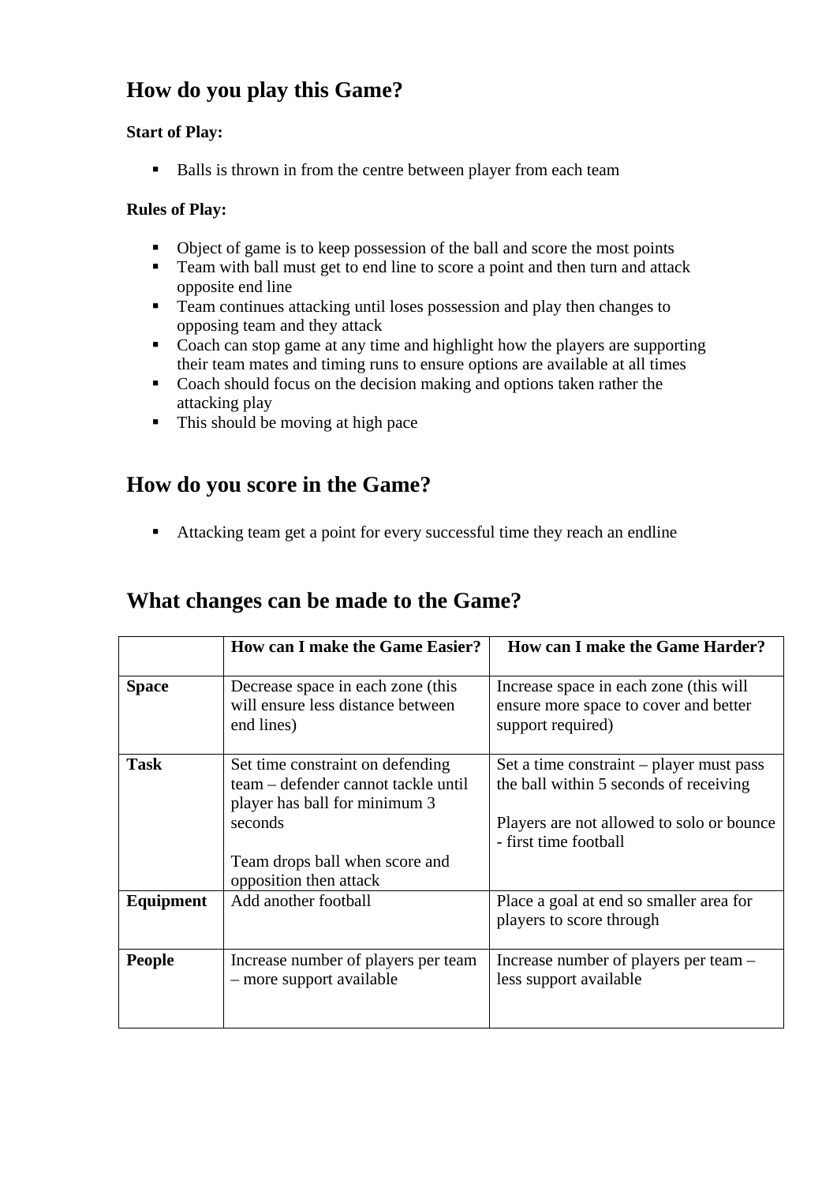## How do you play this Game?

**Start of Play:**

- Balls is thrown in from the centre between player from each team

**Rules of Play:**

- Object of game is to keep possession of the ball and score the most points
- Team with ball must get to end line to score a point and then turn and attack opposite end line
- Team continues attacking until loses possession and play then changes to opposing team and they attack
- Coach can stop game at any time and highlight how the players are supporting their team mates and timing runs to ensure options are available at all times
- Coach should focus on the decision making and options taken rather the attacking play
- This should be moving at high pace

## How do you score in the Game?

- Attacking team get a point for every successful time they reach an endline

## What changes can be made to the Game?

| | **How can I make the Game Easier?** | **How can I make the Game Harder?** |
|---|---|---|
| **Space** | Decrease space in each zone (this will ensure less distance between end lines) | Increase space in each zone (this will ensure more space to cover and better support required) |
| **Task** | Set time constraint on defending team – defender cannot tackle until player has ball for minimum 3 seconds<br><br>Team drops ball when score and opposition then attack | Set a time constraint – player must pass the ball within 5 seconds of receiving<br><br>Players are not allowed to solo or bounce - first time football |
| **Equipment** | Add another football | Place a goal at end so smaller area for players to score through |
| **People** | Increase number of players per team – more support available | Increase number of players per team – less support available |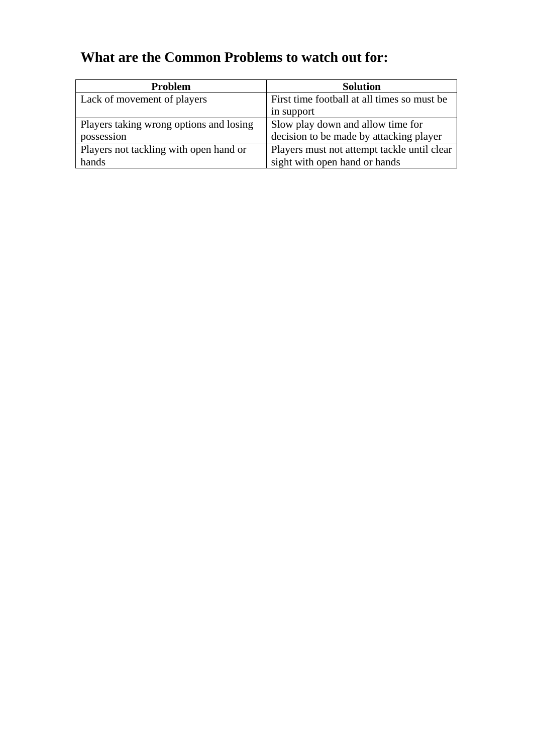## What are the Common Problems to watch out for:

| Problem | Solution |
|---|---|
| Lack of movement of players | First time football at all times so must be in support |
| Players taking wrong options and losing possession | Slow play down and allow time for decision to be made by attacking player |
| Players not tackling with open hand or hands | Players must not attempt tackle until clear sight with open hand or hands |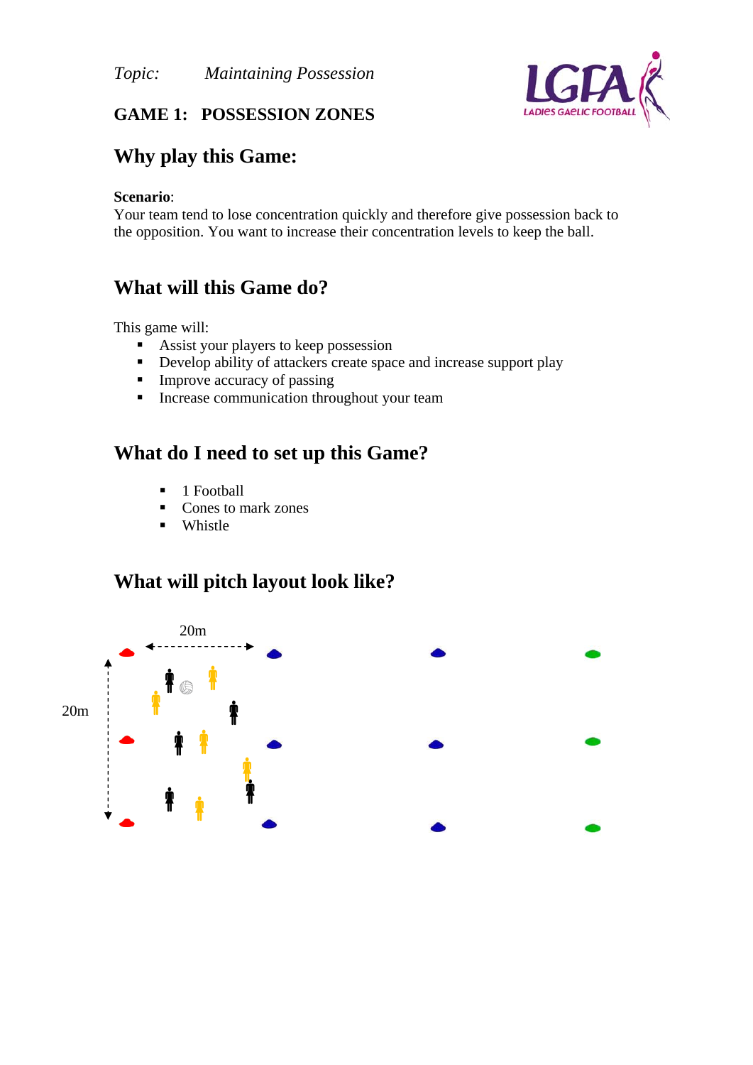*Topic:* *Maintaining Possession*

## GAME 1: POSSESSION ZONES

## Why play this Game:

**Scenario**:
Your team tend to lose concentration quickly and therefore give possession back to the opposition. You want to increase their concentration levels to keep the ball.

## What will this Game do?

This game will:

- Assist your players to keep possession
- Develop ability of attackers create space and increase support play
- Improve accuracy of passing
- Increase communication throughout your team

## What do I need to set up this Game?

- 1 Football
- Cones to mark zones
- Whistle

## What will pitch layout look like?

20m

20m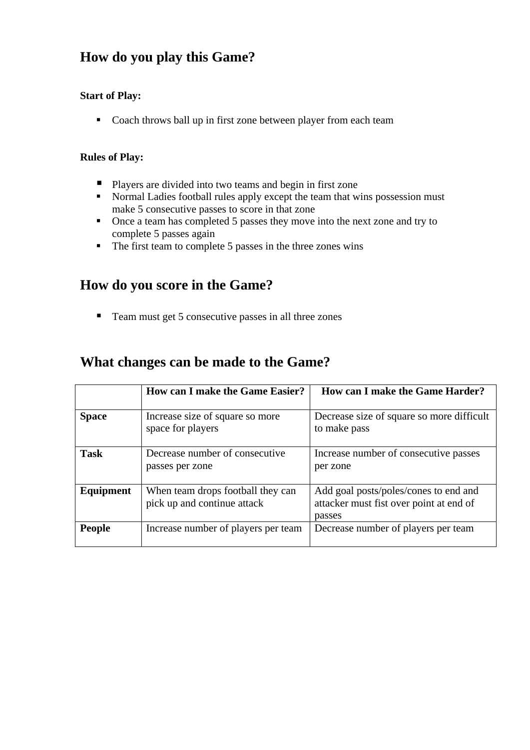## How do you play this Game?

**Start of Play:**

- Coach throws ball up in first zone between player from each team

**Rules of Play:**

- Players are divided into two teams and begin in first zone
- Normal Ladies football rules apply except the team that wins possession must make 5 consecutive passes to score in that zone
- Once a team has completed 5 passes they move into the next zone and try to complete 5 passes again
- The first team to complete 5 passes in the three zones wins

## How do you score in the Game?

- Team must get 5 consecutive passes in all three zones

## What changes can be made to the Game?

| | How can I make the Game Easier? | How can I make the Game Harder? |
|---|---|---|
| **Space** | Increase size of square so more space for players | Decrease size of square so more difficult to make pass |
| **Task** | Decrease number of consecutive passes per zone | Increase number of consecutive passes per zone |
| **Equipment** | When team drops football they can pick up and continue attack | Add goal posts/poles/cones to end and attacker must fist over point at end of passes |
| **People** | Increase number of players per team | Decrease number of players per team |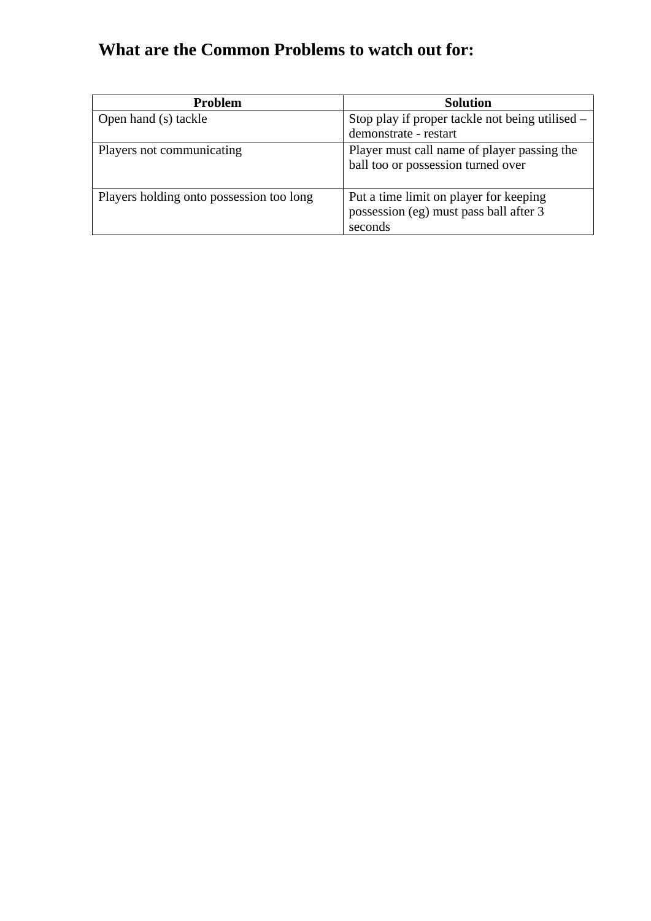# What are the Common Problems to watch out for:

| Problem | Solution |
|---|---|
| Open hand (s) tackle | Stop play if proper tackle not being utilised – demonstrate - restart |
| Players not communicating | Player must call name of player passing the ball too or possession turned over |
| Players holding onto possession too long | Put a time limit on player for keeping possession (eg) must pass ball after 3 seconds |